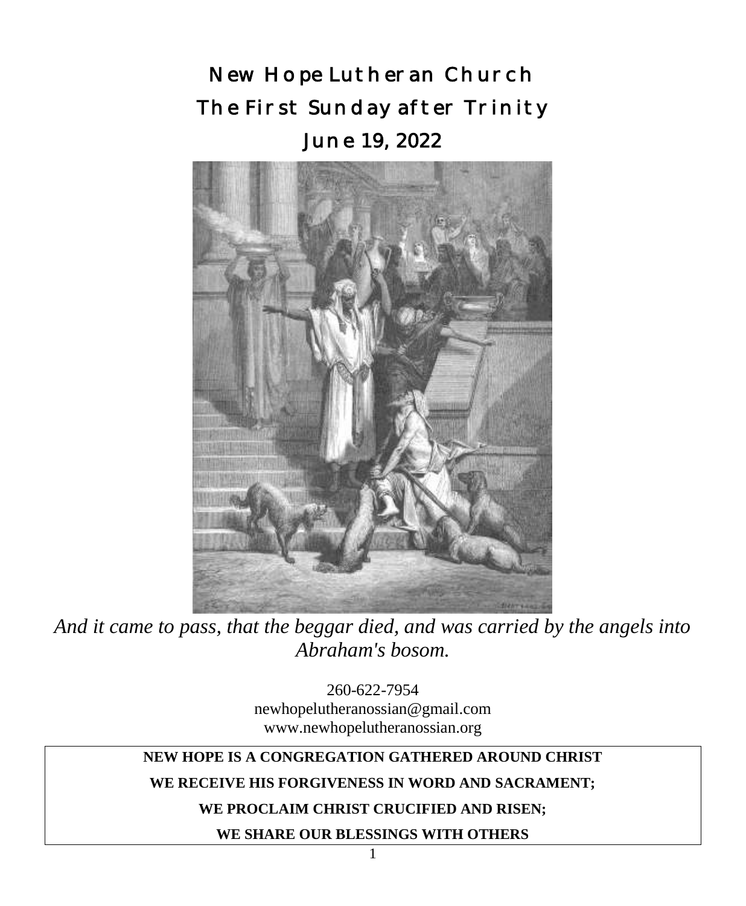# New Hope Lutheran Church

# The First Sunday after Trinity

# June 19, 2022

*And it came to pass, that the beggar died, and was carried by the angels into Abraham's bosom.*

260-622-7954
newhopelutheranossian@gmail.com
www.newhopelutheranossian.org

**NEW HOPE IS A CONGREGATION GATHERED AROUND CHRIST**

**WE RECEIVE HIS FORGIVENESS IN WORD AND SACRAMENT;**

**WE PROCLAIM CHRIST CRUCIFIED AND RISEN;**

**WE SHARE OUR BLESSINGS WITH OTHERS**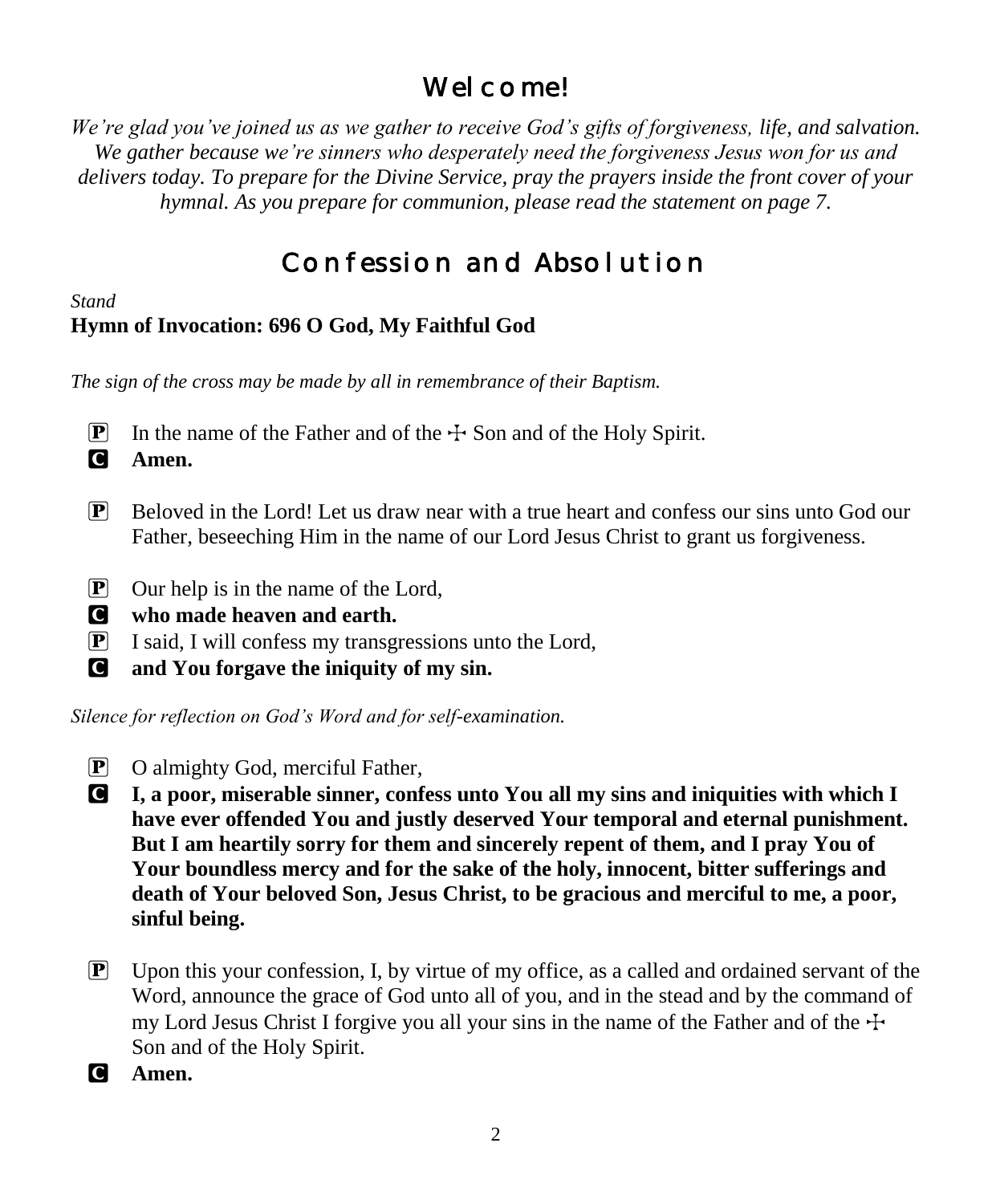# Welcome!

*We're glad you've joined us as we gather to receive God's gifts of forgiveness, life, and salvation. We gather because we're sinners who desperately need the forgiveness Jesus won for us and delivers today. To prepare for the Divine Service, pray the prayers inside the front cover of your hymnal. As you prepare for communion, please read the statement on page 7.*

# Confession and Absolution

*Stand*

**Hymn of Invocation: 696 O God, My Faithful God**

*The sign of the cross may be made by all in remembrance of their Baptism.*

P In the name of the Father and of the ☩ Son and of the Holy Spirit.

C **Amen.**

P Beloved in the Lord! Let us draw near with a true heart and confess our sins unto God our Father, beseeching Him in the name of our Lord Jesus Christ to grant us forgiveness.

P Our help is in the name of the Lord,

C **who made heaven and earth.**

P I said, I will confess my transgressions unto the Lord,

C **and You forgave the iniquity of my sin.**

*Silence for reflection on God's Word and for self-examination.*

P O almighty God, merciful Father,

C **I, a poor, miserable sinner, confess unto You all my sins and iniquities with which I have ever offended You and justly deserved Your temporal and eternal punishment. But I am heartily sorry for them and sincerely repent of them, and I pray You of Your boundless mercy and for the sake of the holy, innocent, bitter sufferings and death of Your beloved Son, Jesus Christ, to be gracious and merciful to me, a poor, sinful being.**

P Upon this your confession, I, by virtue of my office, as a called and ordained servant of the Word, announce the grace of God unto all of you, and in the stead and by the command of my Lord Jesus Christ I forgive you all your sins in the name of the Father and of the ☩ Son and of the Holy Spirit.

C **Amen.**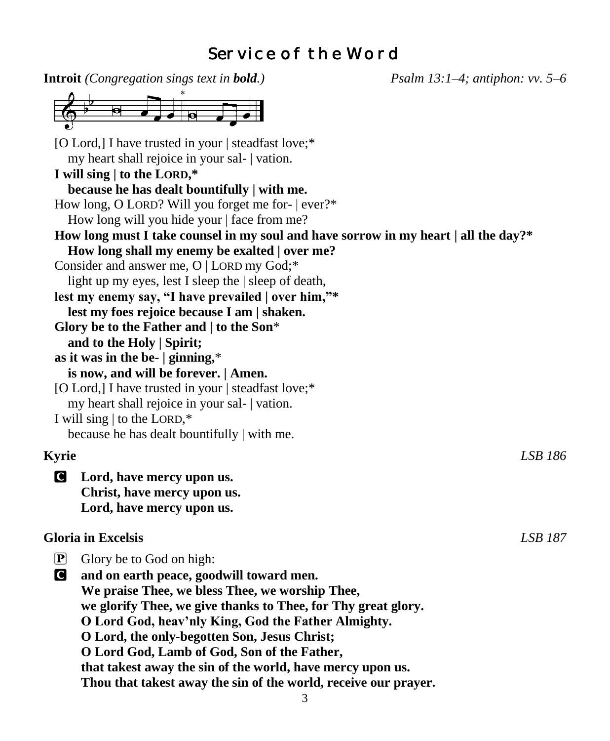# Service of the Word

**Introit** *(Congregation sings text in **bold**.)* *Psalm 13:1–4; antiphon: vv. 5–6*

[O Lord,] I have trusted in your | steadfast love;*
  my heart shall rejoice in your sal- | vation.
**I will sing | to the LORD,***
  **because he has dealt bountifully | with me.**
How long, O LORD? Will you forget me for- | ever?*
  How long will you hide your | face from me?
**How long must I take counsel in my soul and have sorrow in my heart | all the day?***
  **How long shall my enemy be exalted | over me?**
Consider and answer me, O | LORD my God;*
  light up my eyes, lest I sleep the | sleep of death,
**lest my enemy say, "I have prevailed | over him,"***
  **lest my foes rejoice because I am | shaken.**
**Glory be to the Father and | to the Son***
  **and to the Holy | Spirit;**
**as it was in the be- | ginning,***
  **is now, and will be forever. | Amen.**
[O Lord,] I have trusted in your | steadfast love;*
  my heart shall rejoice in your sal- | vation.
I will sing | to the LORD,*
  because he has dealt bountifully | with me.

**Kyrie** *LSB 186*

C **Lord, have mercy upon us.**
**Christ, have mercy upon us.**
**Lord, have mercy upon us.**

**Gloria in Excelsis** *LSB 187*

P Glory be to God on high:
C **and on earth peace, goodwill toward men.**
**We praise Thee, we bless Thee, we worship Thee,**
**we glorify Thee, we give thanks to Thee, for Thy great glory.**
**O Lord God, heav'nly King, God the Father Almighty.**
**O Lord, the only-begotten Son, Jesus Christ;**
**O Lord God, Lamb of God, Son of the Father,**
**that takest away the sin of the world, have mercy upon us.**
**Thou that takest away the sin of the world, receive our prayer.**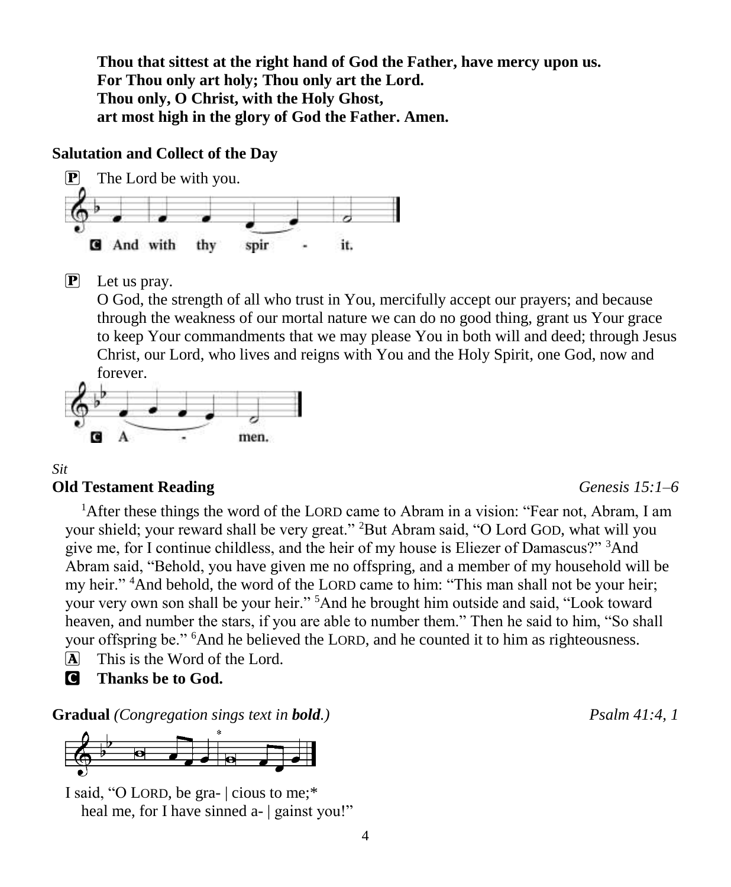**Thou that sittest at the right hand of God the Father, have mercy upon us.**
**For Thou only art holy; Thou only art the Lord.**
**Thou only, O Christ, with the Holy Ghost,**
**art most high in the glory of God the Father. Amen.**

**Salutation and Collect of the Day**

P The Lord be with you.

C And with thy spir - it.

P Let us pray.
O God, the strength of all who trust in You, mercifully accept our prayers; and because through the weakness of our mortal nature we can do no good thing, grant us Your grace to keep Your commandments that we may please You in both will and deed; through Jesus Christ, our Lord, who lives and reigns with You and the Holy Spirit, one God, now and forever.

C A - men.

*Sit*

**Old Testament Reading** *Genesis 15:1–6*

[1]After these things the word of the LORD came to Abram in a vision: "Fear not, Abram, I am your shield; your reward shall be very great." [2]But Abram said, "O Lord GOD, what will you give me, for I continue childless, and the heir of my house is Eliezer of Damascus?" [3]And Abram said, "Behold, you have given me no offspring, and a member of my household will be my heir." [4]And behold, the word of the LORD came to him: "This man shall not be your heir; your very own son shall be your heir." [5]And he brought him outside and said, "Look toward heaven, and number the stars, if you are able to number them." Then he said to him, "So shall your offspring be." [6]And he believed the LORD, and he counted it to him as righteousness.

A This is the Word of the Lord.
C **Thanks be to God.**

**Gradual** *(Congregation sings text in **bold**.)* *Psalm 41:4, 1*

I said, "O LORD, be gra- | cious to me;*
heal me, for I have sinned a- | gainst you!"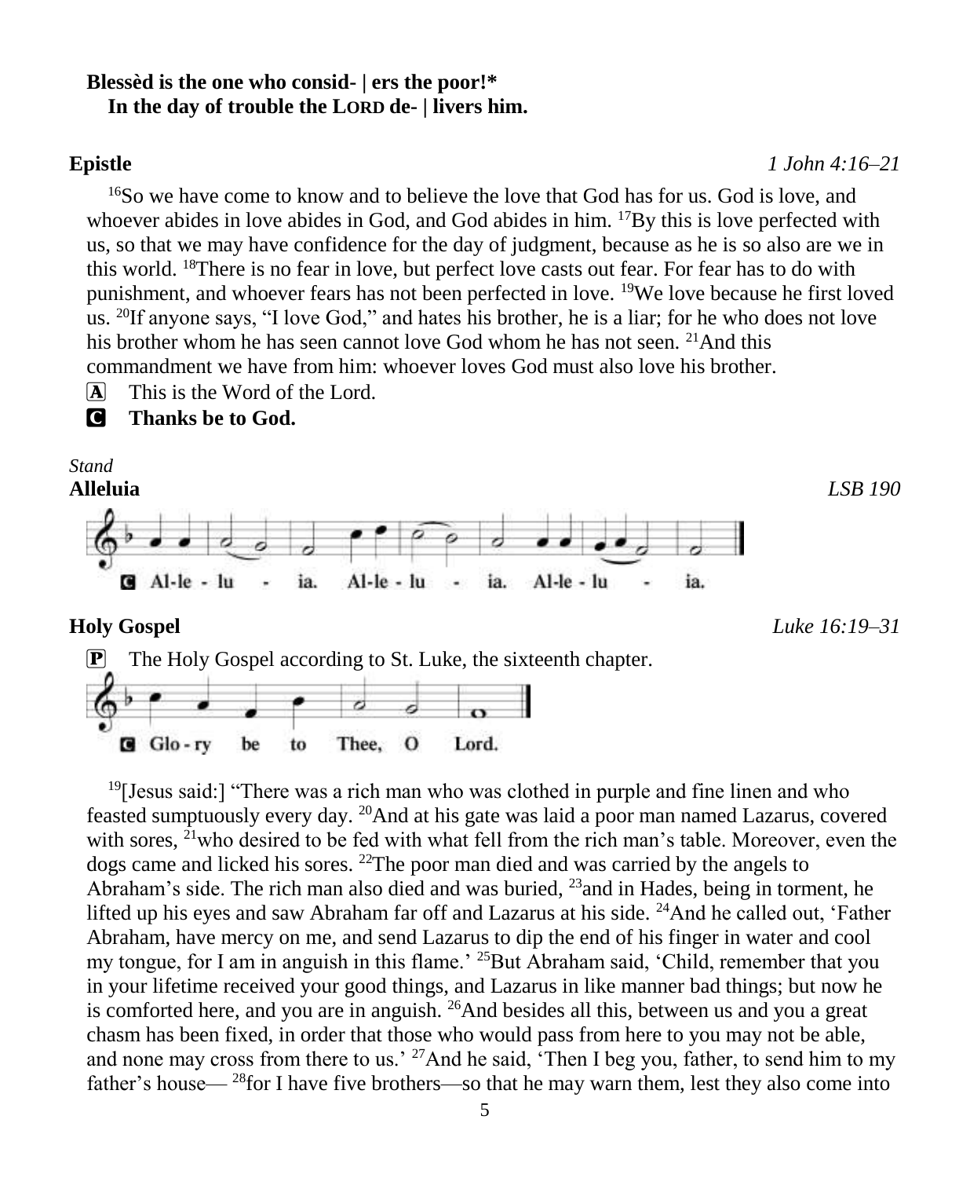**Blessèd is the one who consid- | ers the poor!***
**In the day of trouble the LORD de- | livers him.**

**Epistle** *1 John 4:16–21*

[16]So we have come to know and to believe the love that God has for us. God is love, and whoever abides in love abides in God, and God abides in him. [17]By this is love perfected with us, so that we may have confidence for the day of judgment, because as he is so also are we in this world. [18]There is no fear in love, but perfect love casts out fear. For fear has to do with punishment, and whoever fears has not been perfected in love. [19]We love because he first loved us. [20]If anyone says, "I love God," and hates his brother, he is a liar; for he who does not love his brother whom he has seen cannot love God whom he has not seen. [21]And this commandment we have from him: whoever loves God must also love his brother.

A This is the Word of the Lord.

C **Thanks be to God.**

*Stand*

**Alleluia** *LSB 190*

C Al-le - lu - ia. Al-le - lu - ia. Al-le - lu - ia.

**Holy Gospel** *Luke 16:19–31*

P The Holy Gospel according to St. Luke, the sixteenth chapter.

C Glo - ry be to Thee, O Lord.

[19][Jesus said:] "There was a rich man who was clothed in purple and fine linen and who feasted sumptuously every day. [20]And at his gate was laid a poor man named Lazarus, covered with sores, [21]who desired to be fed with what fell from the rich man's table. Moreover, even the dogs came and licked his sores. [22]The poor man died and was carried by the angels to Abraham's side. The rich man also died and was buried, [23]and in Hades, being in torment, he lifted up his eyes and saw Abraham far off and Lazarus at his side. [24]And he called out, 'Father Abraham, have mercy on me, and send Lazarus to dip the end of his finger in water and cool my tongue, for I am in anguish in this flame.' [25]But Abraham said, 'Child, remember that you in your lifetime received your good things, and Lazarus in like manner bad things; but now he is comforted here, and you are in anguish. [26]And besides all this, between us and you a great chasm has been fixed, in order that those who would pass from here to you may not be able, and none may cross from there to us.' [27]And he said, 'Then I beg you, father, to send him to my father's house— [28]for I have five brothers—so that he may warn them, lest they also come into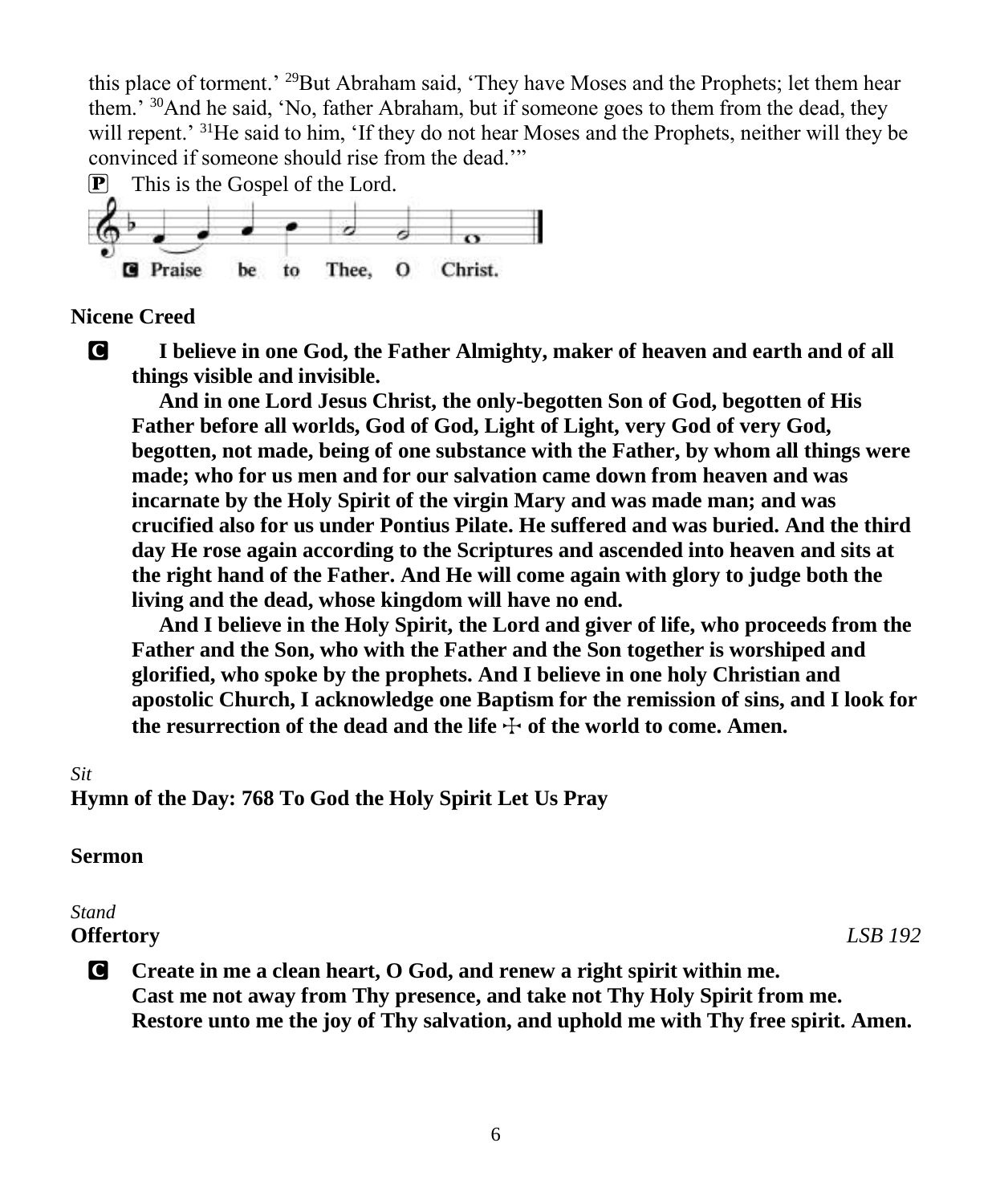this place of torment.' [29]But Abraham said, 'They have Moses and the Prophets; let them hear them.' [30]And he said, 'No, father Abraham, but if someone goes to them from the dead, they will repent.' [31]He said to him, 'If they do not hear Moses and the Prophets, neither will they be convinced if someone should rise from the dead.'"

P This is the Gospel of the Lord.

C **Praise be to Thee, O Christ.**

**Nicene Creed**

C **I believe in one God, the Father Almighty, maker of heaven and earth and of all things visible and invisible.**

**And in one Lord Jesus Christ, the only-begotten Son of God, begotten of His Father before all worlds, God of God, Light of Light, very God of very God, begotten, not made, being of one substance with the Father, by whom all things were made; who for us men and for our salvation came down from heaven and was incarnate by the Holy Spirit of the virgin Mary and was made man; and was crucified also for us under Pontius Pilate. He suffered and was buried. And the third day He rose again according to the Scriptures and ascended into heaven and sits at the right hand of the Father. And He will come again with glory to judge both the living and the dead, whose kingdom will have no end.**

**And I believe in the Holy Spirit, the Lord and giver of life, who proceeds from the Father and the Son, who with the Father and the Son together is worshiped and glorified, who spoke by the prophets. And I believe in one holy Christian and apostolic Church, I acknowledge one Baptism for the remission of sins, and I look for the resurrection of the dead and the life ☩ of the world to come. Amen.**

*Sit*

**Hymn of the Day: 768 To God the Holy Spirit Let Us Pray**

**Sermon**

*Stand*

**Offertory** *LSB 192*

C **Create in me a clean heart, O God, and renew a right spirit within me.**
**Cast me not away from Thy presence, and take not Thy Holy Spirit from me.**
**Restore unto me the joy of Thy salvation, and uphold me with Thy free spirit. Amen.**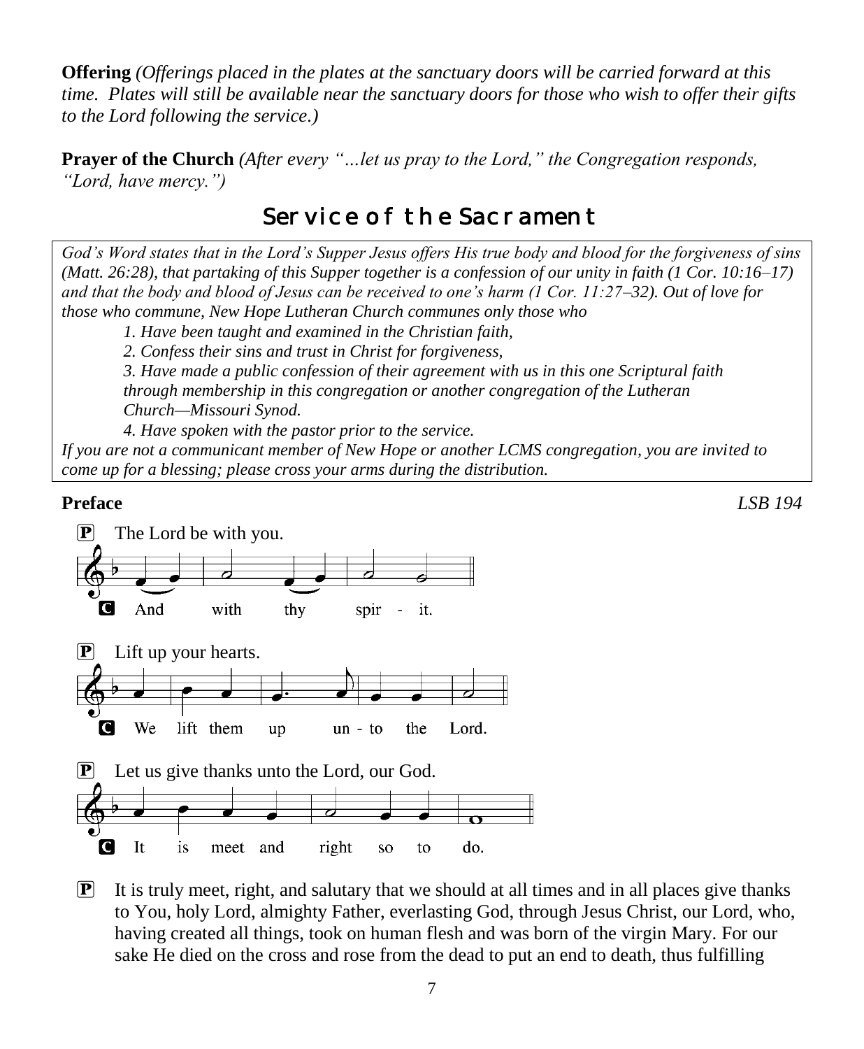**Offering** *(Offerings placed in the plates at the sanctuary doors will be carried forward at this time. Plates will still be available near the sanctuary doors for those who wish to offer their gifts to the Lord following the service.)*

**Prayer of the Church** *(After every "…let us pray to the Lord," the Congregation responds, "Lord, have mercy.")*

## Service of the Sacrament

*God's Word states that in the Lord's Supper Jesus offers His true body and blood for the forgiveness of sins (Matt. 26:28), that partaking of this Supper together is a confession of our unity in faith (1 Cor. 10:16–17) and that the body and blood of Jesus can be received to one's harm (1 Cor. 11:27–32). Out of love for those who commune, New Hope Lutheran Church communes only those who*

*1. Have been taught and examined in the Christian faith,*
*2. Confess their sins and trust in Christ for forgiveness,*
*3. Have made a public confession of their agreement with us in this one Scriptural faith through membership in this congregation or another congregation of the Lutheran Church—Missouri Synod.*
*4. Have spoken with the pastor prior to the service.*

*If you are not a communicant member of New Hope or another LCMS congregation, you are invited to come up for a blessing; please cross your arms during the distribution.*

**Preface** *LSB 194*

P The Lord be with you.

C And with thy spir - it.

P Lift up your hearts.

C We lift them up un - to the Lord.

P Let us give thanks unto the Lord, our God.

C It is meet and right so to do.

P It is truly meet, right, and salutary that we should at all times and in all places give thanks to You, holy Lord, almighty Father, everlasting God, through Jesus Christ, our Lord, who, having created all things, took on human flesh and was born of the virgin Mary. For our sake He died on the cross and rose from the dead to put an end to death, thus fulfilling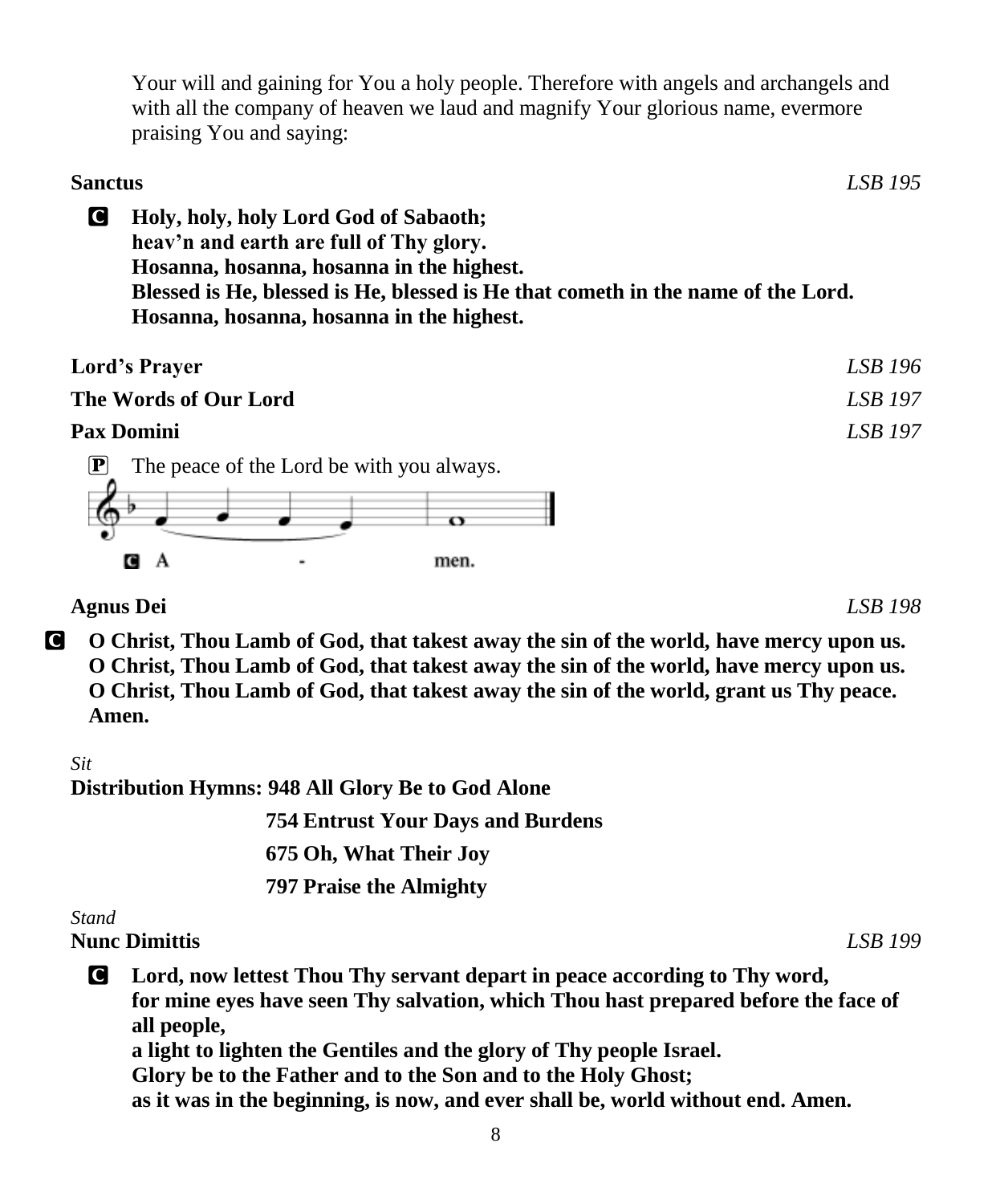Your will and gaining for You a holy people. Therefore with angels and archangels and with all the company of heaven we laud and magnify Your glorious name, evermore praising You and saying:

**Sanctus** *LSB 195*

C **Holy, holy, holy Lord God of Sabaoth;**
**heav'n and earth are full of Thy glory.**
**Hosanna, hosanna, hosanna in the highest.**
**Blessed is He, blessed is He, blessed is He that cometh in the name of the Lord.**
**Hosanna, hosanna, hosanna in the highest.**

**Lord's Prayer** *LSB 196*

**The Words of Our Lord** *LSB 197*

**Pax Domini** *LSB 197*

P The peace of the Lord be with you always.

C A - men.

**Agnus Dei** *LSB 198*

C **O Christ, Thou Lamb of God, that takest away the sin of the world, have mercy upon us.**
**O Christ, Thou Lamb of God, that takest away the sin of the world, have mercy upon us.**
**O Christ, Thou Lamb of God, that takest away the sin of the world, grant us Thy peace.**
**Amen.**

*Sit*

**Distribution Hymns: 948 All Glory Be to God Alone**
**754 Entrust Your Days and Burdens**
**675 Oh, What Their Joy**
**797 Praise the Almighty**

*Stand*

**Nunc Dimittis** *LSB 199*

C **Lord, now lettest Thou Thy servant depart in peace according to Thy word,**
**for mine eyes have seen Thy salvation, which Thou hast prepared before the face of all people,**
**a light to lighten the Gentiles and the glory of Thy people Israel.**
**Glory be to the Father and to the Son and to the Holy Ghost;**
**as it was in the beginning, is now, and ever shall be, world without end. Amen.**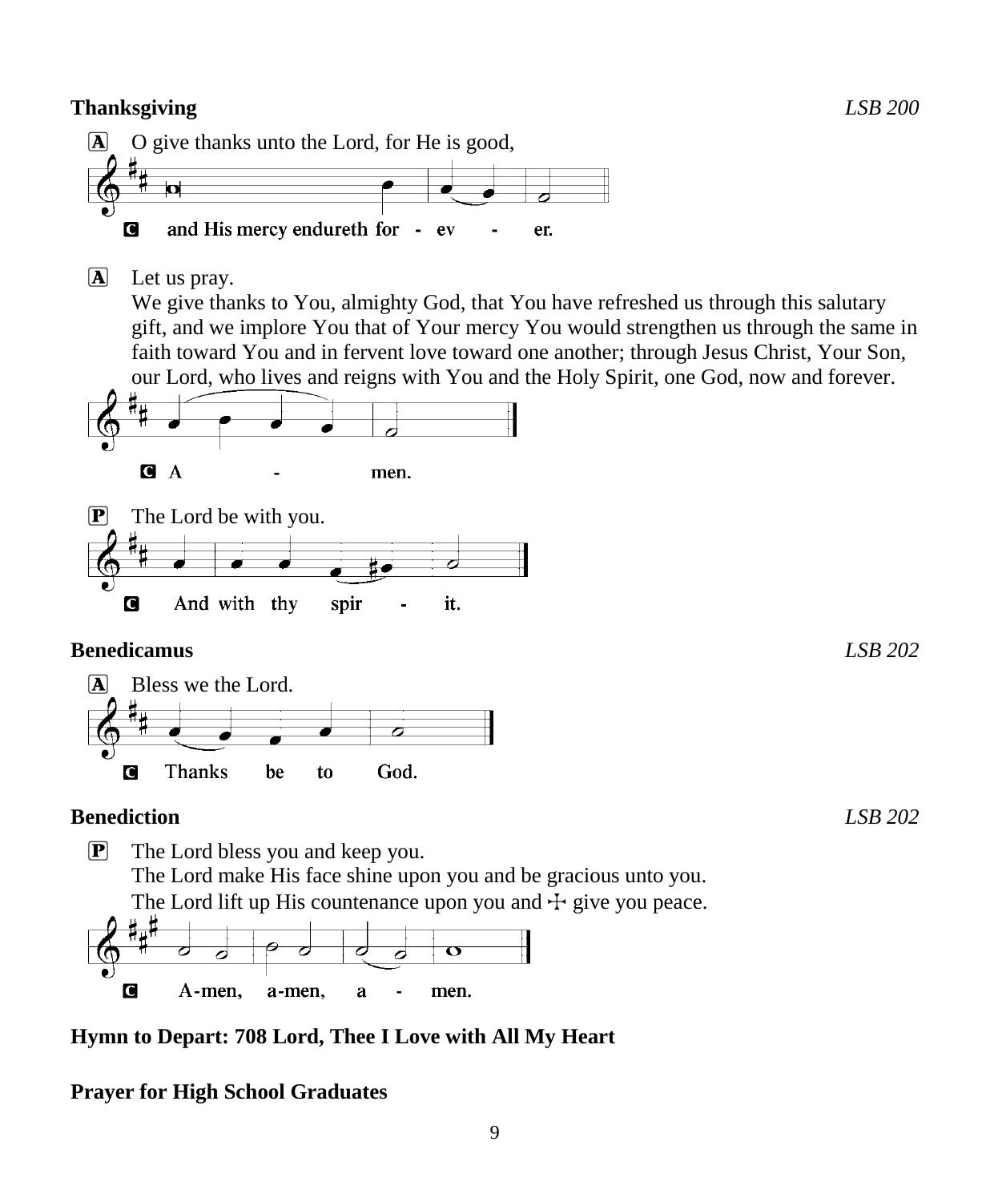**Thanksgiving** *LSB 200*

A O give thanks unto the Lord, for He is good,

C **and His mercy endureth for - ev - er.**

A Let us pray.
We give thanks to You, almighty God, that You have refreshed us through this salutary gift, and we implore You that of Your mercy You would strengthen us through the same in faith toward You and in fervent love toward one another; through Jesus Christ, Your Son, our Lord, who lives and reigns with You and the Holy Spirit, one God, now and forever.

C **A - men.**

P The Lord be with you.

C **And with thy spir - it.**

**Benedicamus** *LSB 202*

A Bless we the Lord.

C **Thanks be to God.**

**Benediction** *LSB 202*

P The Lord bless you and keep you.
The Lord make His face shine upon you and be gracious unto you.
The Lord lift up His countenance upon you and ☩ give you peace.

C **A-men, a-men, a - men.**

**Hymn to Depart: 708 Lord, Thee I Love with All My Heart**

**Prayer for High School Graduates**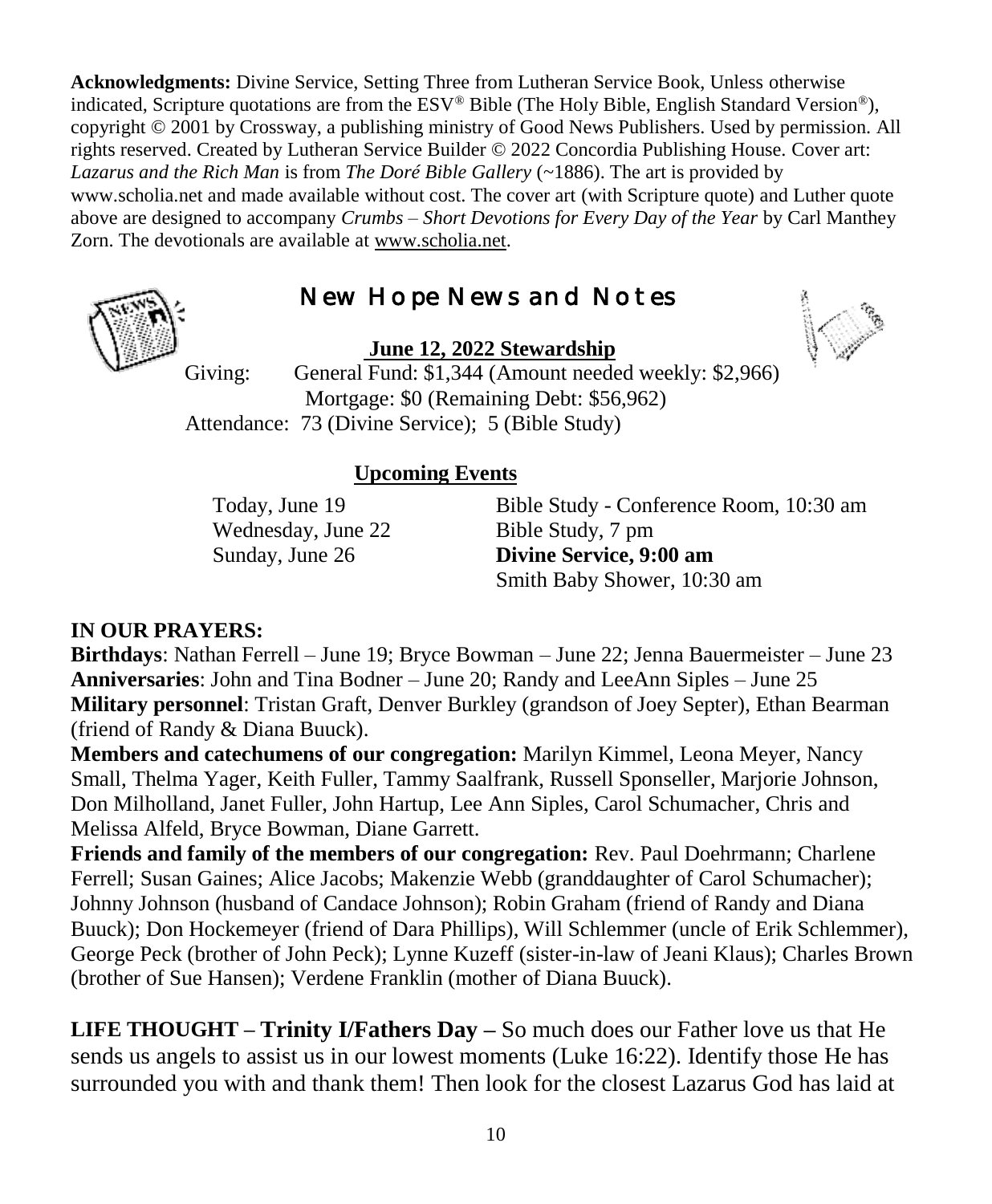**Acknowledgments:** Divine Service, Setting Three from Lutheran Service Book, Unless otherwise indicated, Scripture quotations are from the ESV® Bible (The Holy Bible, English Standard Version®), copyright © 2001 by Crossway, a publishing ministry of Good News Publishers. Used by permission. All rights reserved. Created by Lutheran Service Builder © 2022 Concordia Publishing House. Cover art: *Lazarus and the Rich Man* is from *The Doré Bible Gallery* (~1886). The art is provided by www.scholia.net and made available without cost. The cover art (with Scripture quote) and Luther quote above are designed to accompany *Crumbs – Short Devotions for Every Day of the Year* by Carl Manthey Zorn. The devotionals are available at www.scholia.net.

## New Hope News and Notes

**June 12, 2022 Stewardship**

Giving: General Fund: $1,344 (Amount needed weekly: $2,966)
Mortgage: $0 (Remaining Debt: $56,962)

Attendance: 73 (Divine Service); 5 (Bible Study)

**Upcoming Events**

| | |
|---|---|
| Today, June 19 | Bible Study - Conference Room, 10:30 am |
| Wednesday, June 22 | Bible Study, 7 pm |
| Sunday, June 26 | **Divine Service, 9:00 am** |
| | Smith Baby Shower, 10:30 am |

**IN OUR PRAYERS:**

**Birthdays**: Nathan Ferrell – June 19; Bryce Bowman – June 22; Jenna Bauermeister – June 23

**Anniversaries**: John and Tina Bodner – June 20; Randy and LeeAnn Siples – June 25

**Military personnel**: Tristan Graft, Denver Burkley (grandson of Joey Septer), Ethan Bearman (friend of Randy & Diana Buuck).

**Members and catechumens of our congregation:** Marilyn Kimmel, Leona Meyer, Nancy Small, Thelma Yager, Keith Fuller, Tammy Saalfrank, Russell Sponseller, Marjorie Johnson, Don Milholland, Janet Fuller, John Hartup, Lee Ann Siples, Carol Schumacher, Chris and Melissa Alfeld, Bryce Bowman, Diane Garrett.

**Friends and family of the members of our congregation:** Rev. Paul Doehrmann; Charlene Ferrell; Susan Gaines; Alice Jacobs; Makenzie Webb (granddaughter of Carol Schumacher); Johnny Johnson (husband of Candace Johnson); Robin Graham (friend of Randy and Diana Buuck); Don Hockemeyer (friend of Dara Phillips), Will Schlemmer (uncle of Erik Schlemmer), George Peck (brother of John Peck); Lynne Kuzeff (sister-in-law of Jeani Klaus); Charles Brown (brother of Sue Hansen); Verdene Franklin (mother of Diana Buuck).

**LIFE THOUGHT – Trinity I/Fathers Day –** So much does our Father love us that He sends us angels to assist us in our lowest moments (Luke 16:22). Identify those He has surrounded you with and thank them! Then look for the closest Lazarus God has laid at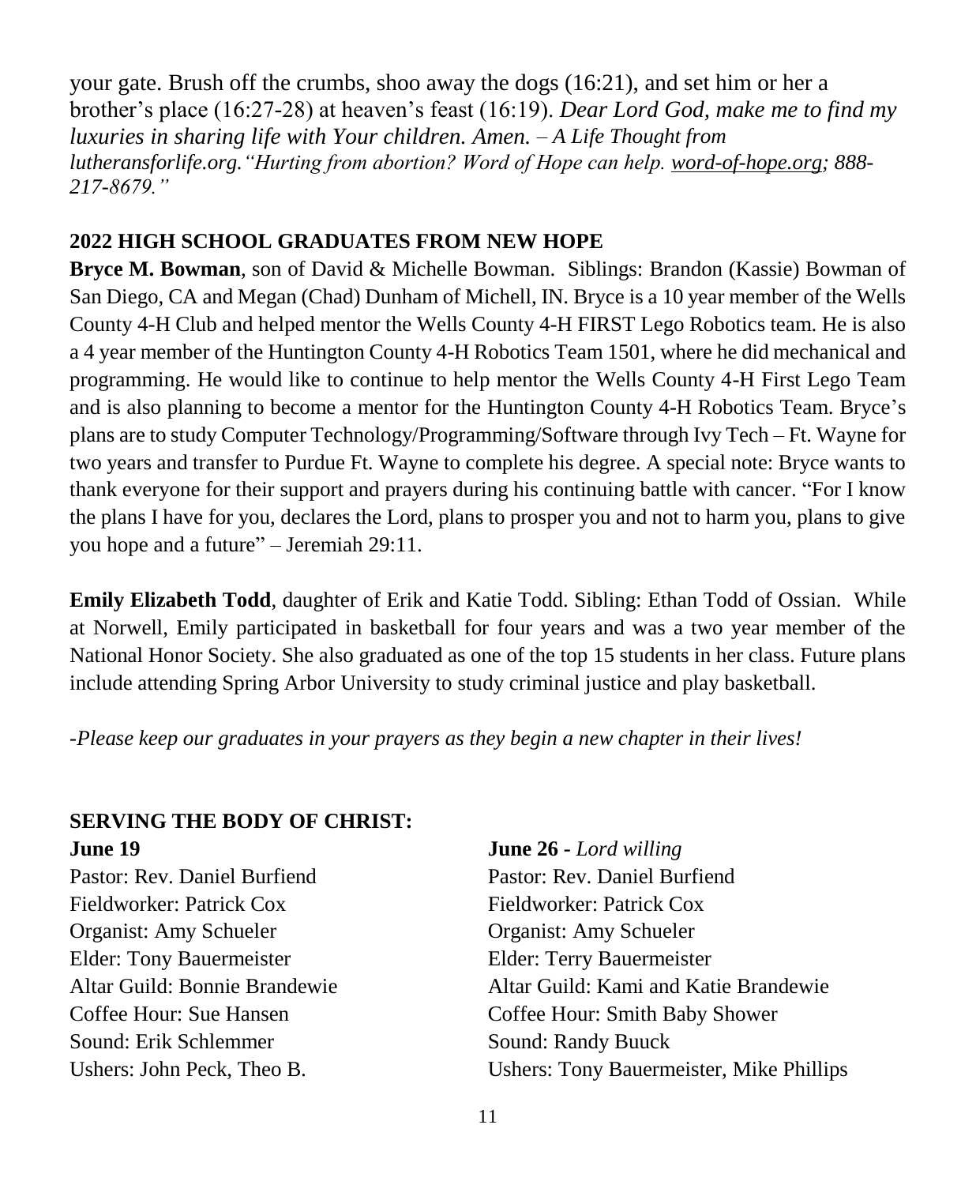your gate. Brush off the crumbs, shoo away the dogs (16:21), and set him or her a brother's place (16:27-28) at heaven's feast (16:19). *Dear Lord God, make me to find my luxuries in sharing life with Your children. Amen. – A Life Thought from lutheransforlife.org."Hurting from abortion? Word of Hope can help. word-of-hope.org; 888-217-8679."*

## 2022 HIGH SCHOOL GRADUATES FROM NEW HOPE

**Bryce M. Bowman**, son of David & Michelle Bowman. Siblings: Brandon (Kassie) Bowman of San Diego, CA and Megan (Chad) Dunham of Michell, IN. Bryce is a 10 year member of the Wells County 4-H Club and helped mentor the Wells County 4-H FIRST Lego Robotics team. He is also a 4 year member of the Huntington County 4-H Robotics Team 1501, where he did mechanical and programming. He would like to continue to help mentor the Wells County 4-H First Lego Team and is also planning to become a mentor for the Huntington County 4-H Robotics Team. Bryce's plans are to study Computer Technology/Programming/Software through Ivy Tech – Ft. Wayne for two years and transfer to Purdue Ft. Wayne to complete his degree. A special note: Bryce wants to thank everyone for their support and prayers during his continuing battle with cancer. "For I know the plans I have for you, declares the Lord, plans to prosper you and not to harm you, plans to give you hope and a future" – Jeremiah 29:11.

**Emily Elizabeth Todd**, daughter of Erik and Katie Todd. Sibling: Ethan Todd of Ossian. While at Norwell, Emily participated in basketball for four years and was a two year member of the National Honor Society. She also graduated as one of the top 15 students in her class. Future plans include attending Spring Arbor University to study criminal justice and play basketball.

*-Please keep our graduates in your prayers as they begin a new chapter in their lives!*

## SERVING THE BODY OF CHRIST:

**June 19**

Pastor: Rev. Daniel Burfiend
Fieldworker: Patrick Cox
Organist: Amy Schueler
Elder: Tony Bauermeister
Altar Guild: Bonnie Brandewie
Coffee Hour: Sue Hansen
Sound: Erik Schlemmer
Ushers: John Peck, Theo B.

**June 26 -** *Lord willing*

Pastor: Rev. Daniel Burfiend
Fieldworker: Patrick Cox
Organist: Amy Schueler
Elder: Terry Bauermeister
Altar Guild: Kami and Katie Brandewie
Coffee Hour: Smith Baby Shower
Sound: Randy Buuck
Ushers: Tony Bauermeister, Mike Phillips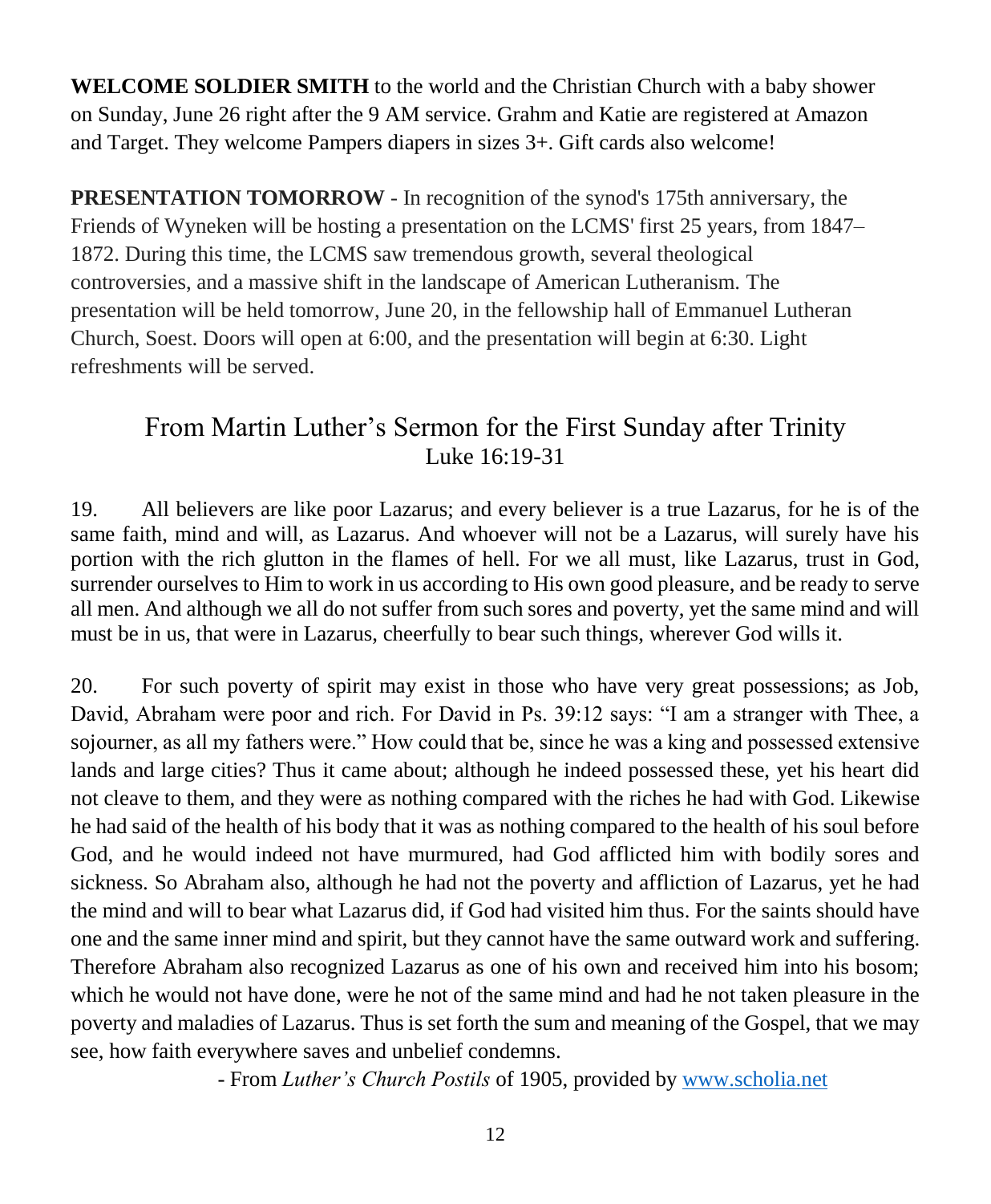**WELCOME SOLDIER SMITH** to the world and the Christian Church with a baby shower on Sunday, June 26 right after the 9 AM service. Grahm and Katie are registered at Amazon and Target. They welcome Pampers diapers in sizes 3+. Gift cards also welcome!

**PRESENTATION TOMORROW** - In recognition of the synod's 175th anniversary, the Friends of Wyneken will be hosting a presentation on the LCMS' first 25 years, from 1847–1872. During this time, the LCMS saw tremendous growth, several theological controversies, and a massive shift in the landscape of American Lutheranism. The presentation will be held tomorrow, June 20, in the fellowship hall of Emmanuel Lutheran Church, Soest. Doors will open at 6:00, and the presentation will begin at 6:30. Light refreshments will be served.

## From Martin Luther's Sermon for the First Sunday after Trinity
### Luke 16:19-31

19. All believers are like poor Lazarus; and every believer is a true Lazarus, for he is of the same faith, mind and will, as Lazarus. And whoever will not be a Lazarus, will surely have his portion with the rich glutton in the flames of hell. For we all must, like Lazarus, trust in God, surrender ourselves to Him to work in us according to His own good pleasure, and be ready to serve all men. And although we all do not suffer from such sores and poverty, yet the same mind and will must be in us, that were in Lazarus, cheerfully to bear such things, wherever God wills it.

20. For such poverty of spirit may exist in those who have very great possessions; as Job, David, Abraham were poor and rich. For David in Ps. 39:12 says: "I am a stranger with Thee, a sojourner, as all my fathers were." How could that be, since he was a king and possessed extensive lands and large cities? Thus it came about; although he indeed possessed these, yet his heart did not cleave to them, and they were as nothing compared with the riches he had with God. Likewise he had said of the health of his body that it was as nothing compared to the health of his soul before God, and he would indeed not have murmured, had God afflicted him with bodily sores and sickness. So Abraham also, although he had not the poverty and affliction of Lazarus, yet he had the mind and will to bear what Lazarus did, if God had visited him thus. For the saints should have one and the same inner mind and spirit, but they cannot have the same outward work and suffering. Therefore Abraham also recognized Lazarus as one of his own and received him into his bosom; which he would not have done, were he not of the same mind and had he not taken pleasure in the poverty and maladies of Lazarus. Thus is set forth the sum and meaning of the Gospel, that we may see, how faith everywhere saves and unbelief condemns.

- From *Luther's Church Postils* of 1905, provided by www.scholia.net